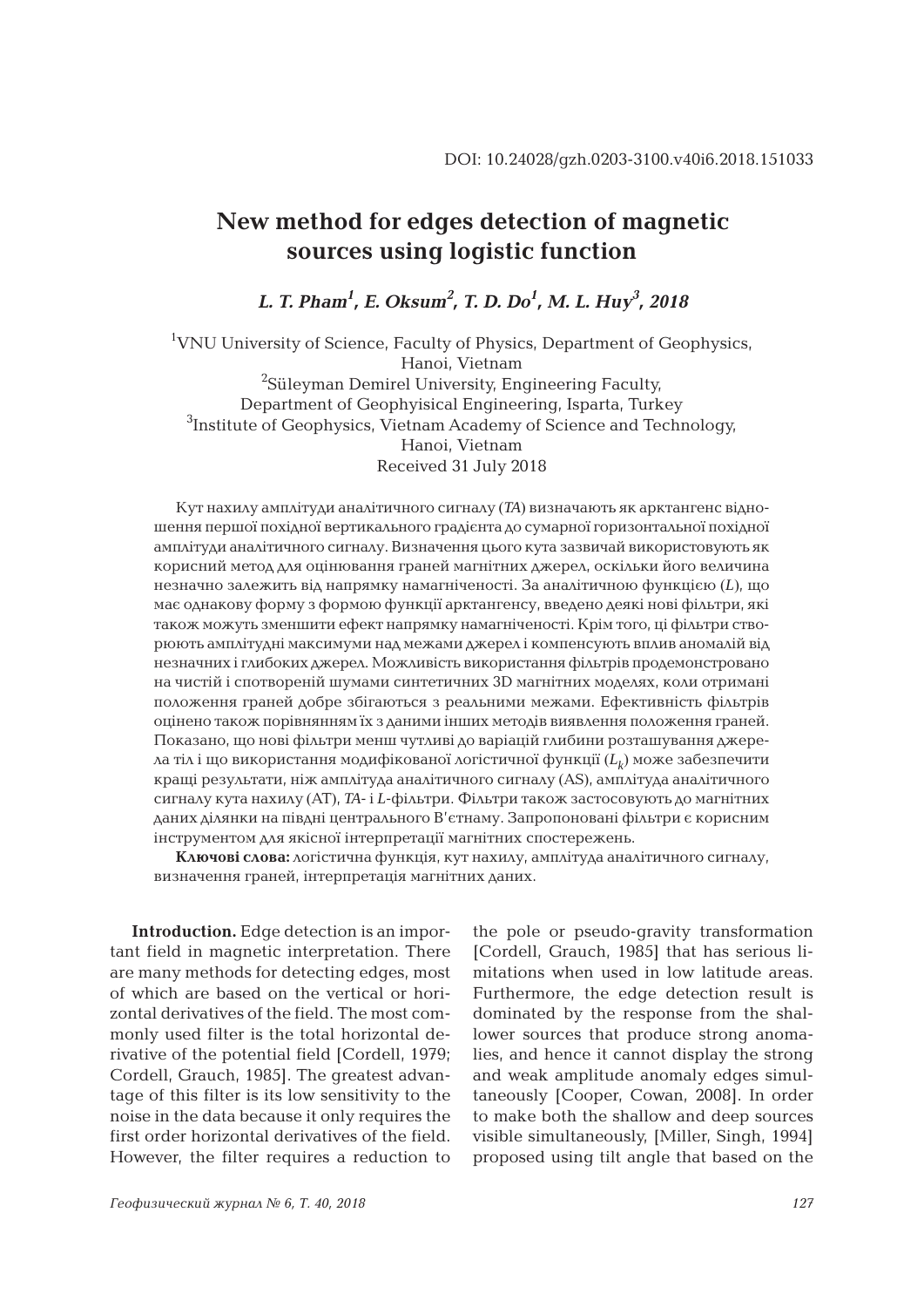DOI: 10.24028/gzh.0203-3100.v40i6.2018.151033

# New method for edges detection of magnetic sources using logistic function

***L. T. Pham[1], E. Oksum[2], T. D. Do[1], M. L. Huy[3], 2018***

[1]VNU University of Science, Faculty of Physics, Department of Geophysics, Hanoi, Vietnam
[2]Süleyman Demirel University, Engineering Faculty, Department of Geophyisical Engineering, Isparta, Turkey
[3]Institute of Geophysics, Vietnam Academy of Science and Technology, Hanoi, Vietnam
Received 31 July 2018

Кут нахилу амплітуди аналітичного сигналу (*TA*) визначають як арктангенс відношення першої похідної вертикального градієнта до сумарної горизонтальної похідної амплітуди аналітичного сигналу. Визначення цього кута зазвичай використовують як корисний метод для оцінювання граней магнітних джерел, оскільки його величина незначно залежить від напрямку намагніченості. За аналітичною функцією (*L*), що має однакову форму з формою функції арктангенсу, введено деякі нові фільтри, які також можуть зменшити ефект напрямку намагніченості. Крім того, ці фільтри створюють амплітудні максимуми над межами джерел і компенсують вплив аномалій від незначних і глибоких джерел. Можливість використання фільтрів продемонстровано на чистій і спотвореній шумами синтетичних 3D магнітних моделях, коли отримані положення граней добре збігаються з реальними межами. Ефективність фільтрів оцінено також порівнянням їх з даними інших методів виявлення положення граней. Показано, що нові фільтри менш чутливі до варіацій глибини розташування джерела тіл і що використання модифікованої логістичної функції ($L_k$) може забезпечити кращі результати, ніж амплітуда аналітичного сигналу (AS), амплітуда аналітичного сигналу кута нахилу (AT), *TA*- і *L*-фільтри. Фільтри також застосовують до магнітних даних ділянки на півдні центрального В'єтнаму. Запропоновані фільтри є корисним інструментом для якісної інтерпретації магнітних спостережень.

**Ключові слова:** логістична функція, кут нахилу, амплітуда аналітичного сигналу, визначення граней, інтерпретація магнітних даних.

**Introduction.** Edge detection is an important field in magnetic interpretation. There are many methods for detecting edges, most of which are based on the vertical or horizontal derivatives of the field. The most commonly used filter is the total horizontal derivative of the potential field [Cordell, 1979; Cordell, Grauch, 1985]. The greatest advantage of this filter is its low sensitivity to the noise in the data because it only requires the first order horizontal derivatives of the field. However, the filter requires a reduction to the pole or pseudo-gravity transformation [Cordell, Grauch, 1985] that has serious limitations when used in low latitude areas. Furthermore, the edge detection result is dominated by the response from the shallower sources that produce strong anomalies, and hence it cannot display the strong and weak amplitude anomaly edges simultaneously [Cooper, Cowan, 2008]. In order to make both the shallow and deep sources visible simultaneously, [Miller, Singh, 1994] proposed using tilt angle that based on the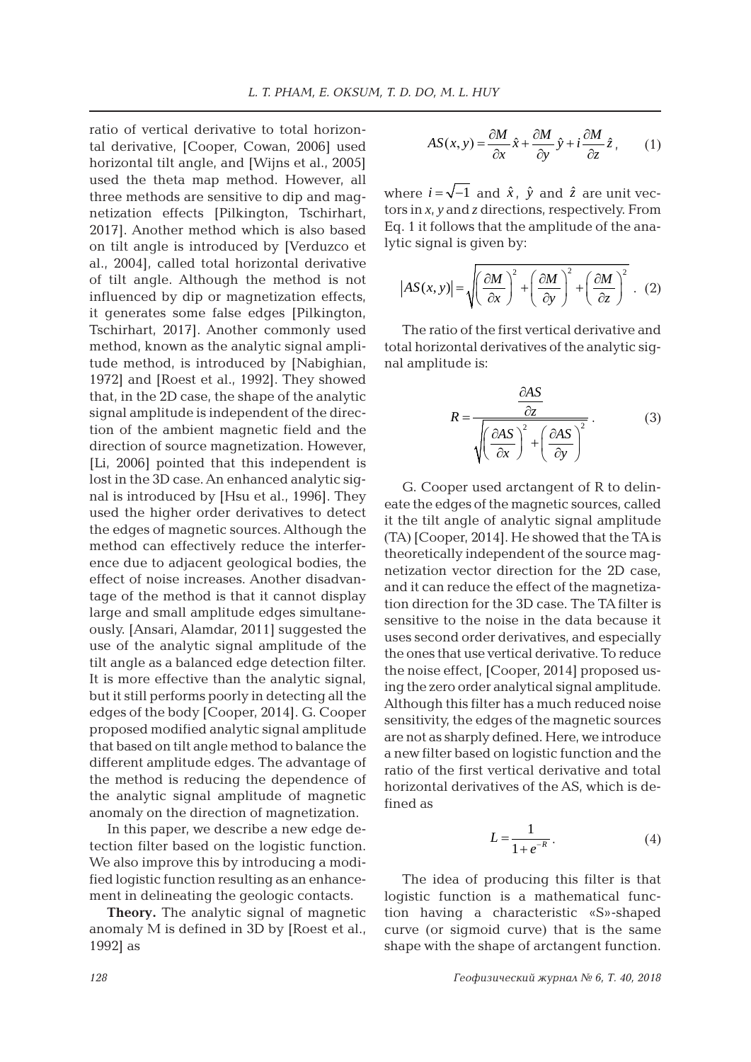ratio of vertical derivative to total horizontal derivative, [Cooper, Cowan, 2006] used horizontal tilt angle, and [Wijns et al., 2005] used the theta map method. However, all three methods are sensitive to dip and magnetization effects [Pilkington, Tschirhart, 2017]. Another method which is also based on tilt angle is introduced by [Verduzco et al., 2004], called total horizontal derivative of tilt angle. Although the method is not influenced by dip or magnetization effects, it generates some false edges [Pilkington, Tschirhart, 2017]. Another commonly used method, known as the analytic signal amplitude method, is introduced by [Nabighian, 1972] and [Roest et al., 1992]. They showed that, in the 2D case, the shape of the analytic signal amplitude is independent of the direction of the ambient magnetic field and the direction of source magnetization. However, [Li, 2006] pointed that this independent is lost in the 3D case. An enhanced analytic signal is introduced by [Hsu et al., 1996]. They used the higher order derivatives to detect the edges of magnetic sources. Although the method can effectively reduce the interference due to adjacent geological bodies, the effect of noise increases. Another disadvantage of the method is that it cannot display large and small amplitude edges simultaneously. [Ansari, Alamdar, 2011] suggested the use of the analytic signal amplitude of the tilt angle as a balanced edge detection filter. It is more effective than the analytic signal, but it still performs poorly in detecting all the edges of the body [Cooper, 2014]. G. Cooper proposed modified analytic signal amplitude that based on tilt angle method to balance the different amplitude edges. The advantage of the method is reducing the dependence of the analytic signal amplitude of magnetic anomaly on the direction of magnetization.

In this paper, we describe a new edge detection filter based on the logistic function. We also improve this by introducing a modified logistic function resulting as an enhancement in delineating the geologic contacts.

**Theory.** The analytic signal of magnetic anomaly M is defined in 3D by [Roest et al., 1992] as

$$AS(x,y) = \frac{\partial M}{\partial x}\hat{x} + \frac{\partial M}{\partial y}\hat{y} + i\frac{\partial M}{\partial z}\hat{z}, \qquad (1)$$

where $i = \sqrt{-1}$ and $\hat{x}$, $\hat{y}$ and $\hat{z}$ are unit vectors in $x$, $y$ and $z$ directions, respectively. From Eq. 1 it follows that the amplitude of the analytic signal is given by:

$$|AS(x,y)| = \sqrt{\left(\frac{\partial M}{\partial x}\right)^2 + \left(\frac{\partial M}{\partial y}\right)^2 + \left(\frac{\partial M}{\partial z}\right)^2}. \qquad (2)$$

The ratio of the first vertical derivative and total horizontal derivatives of the analytic signal amplitude is:

$$R = \frac{\dfrac{\partial AS}{\partial z}}{\sqrt{\left(\dfrac{\partial AS}{\partial x}\right)^2 + \left(\dfrac{\partial AS}{\partial y}\right)^2}}. \qquad (3)$$

G. Cooper used arctangent of R to delineate the edges of the magnetic sources, called it the tilt angle of analytic signal amplitude (TA) [Cooper, 2014]. He showed that the TA is theoretically independent of the source magnetization vector direction for the 2D case, and it can reduce the effect of the magnetization direction for the 3D case. The TA filter is sensitive to the noise in the data because it uses second order derivatives, and especially the ones that use vertical derivative. To reduce the noise effect, [Cooper, 2014] proposed using the zero order analytical signal amplitude. Although this filter has a much reduced noise sensitivity, the edges of the magnetic sources are not as sharply defined. Here, we introduce a new filter based on logistic function and the ratio of the first vertical derivative and total horizontal derivatives of the AS, which is defined as

$$L = \frac{1}{1 + e^{-R}}. \qquad (4)$$

The idea of producing this filter is that logistic function is a mathematical function having a characteristic «S»-shaped curve (or sigmoid curve) that is the same shape with the shape of arctangent function.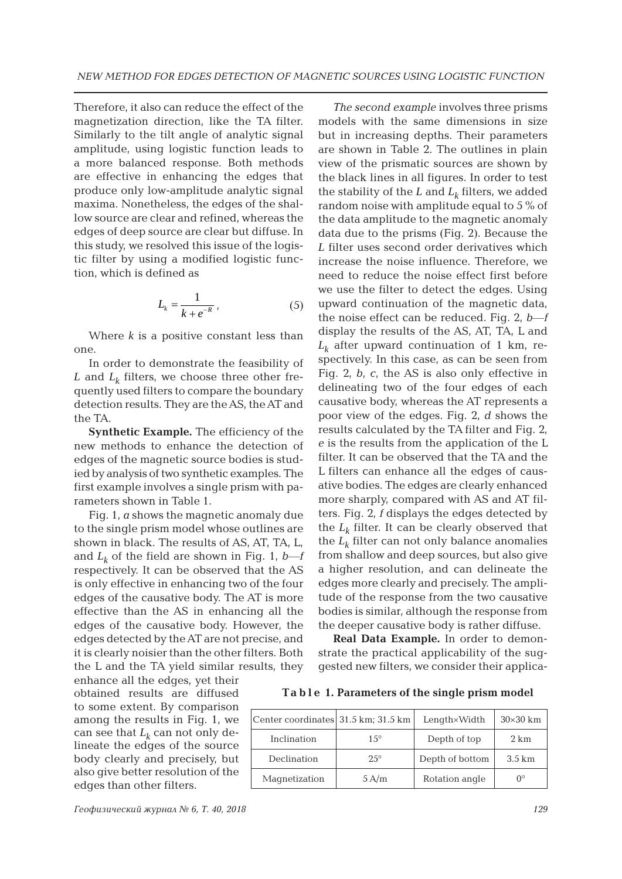Therefore, it also can reduce the effect of the magnetization direction, like the TA filter. Similarly to the tilt angle of analytic signal amplitude, using logistic function leads to a more balanced response. Both methods are effective in enhancing the edges that produce only low-amplitude analytic signal maxima. Nonetheless, the edges of the shallow source are clear and refined, whereas the edges of deep source are clear but diffuse. In this study, we resolved this issue of the logistic filter by using a modified logistic function, which is defined as

$$L_k = \frac{1}{k + e^{-R}}, \qquad (5)$$

Where $k$ is a positive constant less than one.

In order to demonstrate the feasibility of $L$ and $L_k$ filters, we choose three other frequently used filters to compare the boundary detection results. They are the AS, the AT and the TA.

**Synthetic Example.** The efficiency of the new methods to enhance the detection of edges of the magnetic source bodies is studied by analysis of two synthetic examples. The first example involves a single prism with parameters shown in Table 1.

Fig. 1, *a* shows the magnetic anomaly due to the single prism model whose outlines are shown in black. The results of AS, AT, TA, L, and $L_k$ of the field are shown in Fig. 1, *b*—*f* respectively. It can be observed that the AS is only effective in enhancing two of the four edges of the causative body. The AT is more effective than the AS in enhancing all the edges of the causative body. However, the edges detected by the AT are not precise, and it is clearly noisier than the other filters. Both the L and the TA yield similar results, they enhance all the edges, yet their obtained results are diffused to some extent. By comparison among the results in Fig. 1, we can see that $L_k$ can not only delineate the edges of the source body clearly and precisely, but also give better resolution of the edges than other filters.

*The second example* involves three prisms models with the same dimensions in size but in increasing depths. Their parameters are shown in Table 2. The outlines in plain view of the prismatic sources are shown by the black lines in all figures. In order to test the stability of the $L$ and $L_k$ filters, we added random noise with amplitude equal to 5 % of the data amplitude to the magnetic anomaly data due to the prisms (Fig. 2). Because the $L$ filter uses second order derivatives which increase the noise influence. Therefore, we need to reduce the noise effect first before we use the filter to detect the edges. Using upward continuation of the magnetic data, the noise effect can be reduced. Fig. 2, *b*—*f* display the results of the AS, AT, TA, L and $L_k$ after upward continuation of 1 km, respectively. In this case, as can be seen from Fig. 2, *b*, *c*, the AS is also only effective in delineating two of the four edges of each causative body, whereas the AT represents a poor view of the edges. Fig. 2, *d* shows the results calculated by the TA filter and Fig. 2, *e* is the results from the application of the L filter. It can be observed that the TA and the L filters can enhance all the edges of causative bodies. The edges are clearly enhanced more sharply, compared with AS and AT filters. Fig. 2, *f* displays the edges detected by the $L_k$ filter. It can be clearly observed that the $L_k$ filter can not only balance anomalies from shallow and deep sources, but also give a higher resolution, and can delineate the edges more clearly and precisely. The amplitude of the response from the two causative bodies is similar, although the response from the deeper causative body is rather diffuse.

**Real Data Example.** In order to demonstrate the practical applicability of the suggested new filters, we consider their applica-

**Table 1. Parameters of the single prism model**

| Center coordinates | 31.5 km; 31.5 km | Length×Width | 30×30 km |
|---|---|---|---|
| Inclination | 15° | Depth of top | 2 km |
| Declination | 25° | Depth of bottom | 3.5 km |
| Magnetization | 5 A/m | Rotation angle | 0° |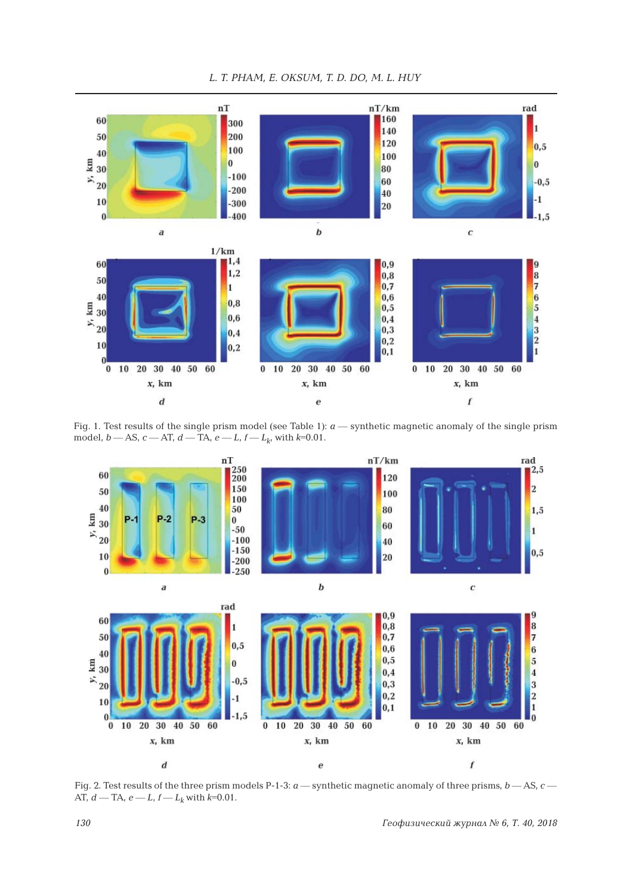Fig. 1. Test results of the single prism model (see Table 1): *a* — synthetic magnetic anomaly of the single prism model, *b* — AS, *c* — AT, *d* — TA, *e* — *L*, *f* — $L_k$, with *k*=0.01.

Fig. 2. Test results of the three prism models P-1-3: *a* — synthetic magnetic anomaly of three prisms, *b* — AS, *c* — AT, *d* — TA, *e* — *L*, *f* — $L_k$ with *k*=0.01.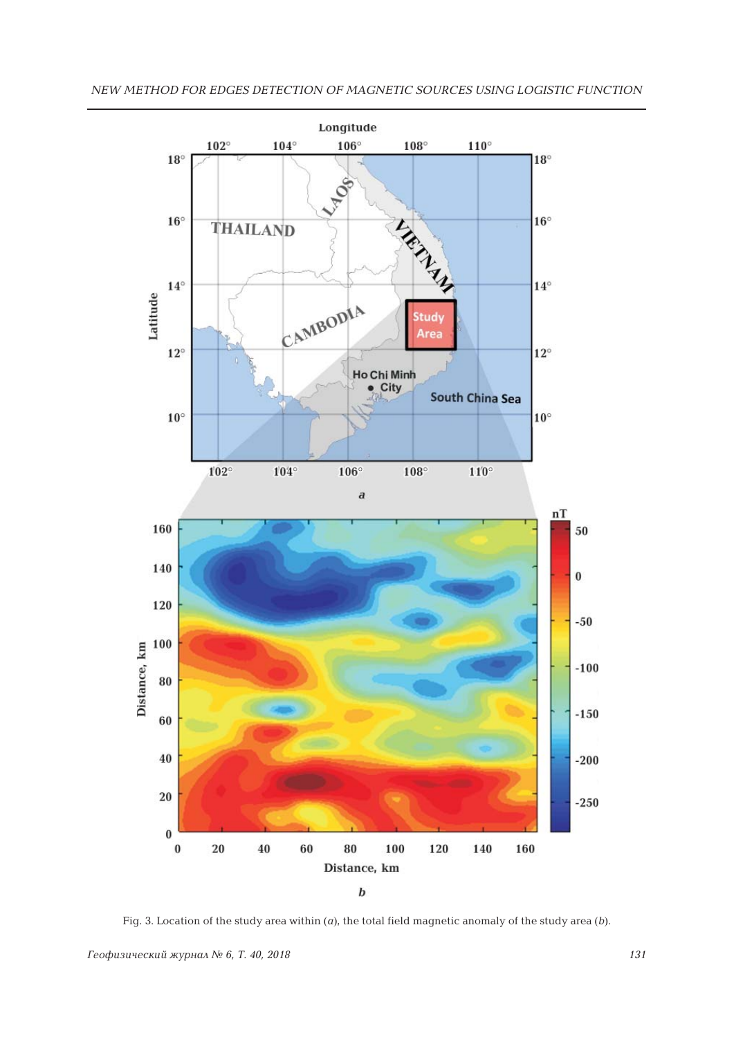Fig. 3. Location of the study area within (*a*), the total field magnetic anomaly of the study area (*b*).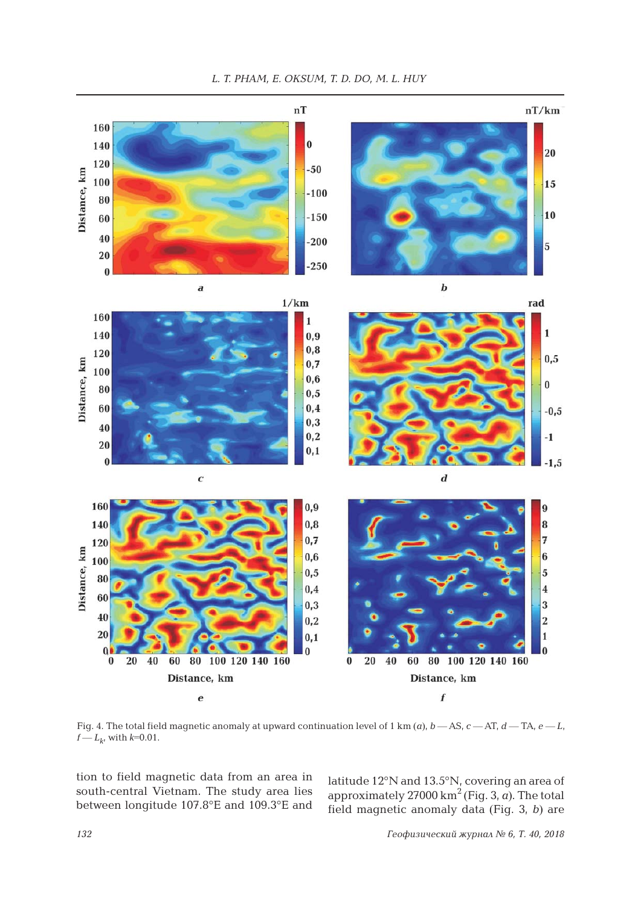Fig. 4. The total field magnetic anomaly at upward continuation level of 1 km (*a*), *b* — AS, *c* — AT, *d* — TA, *e* — *L*, *f* — $L_k$, with *k*=0.01.

tion to field magnetic data from an area in south-central Vietnam. The study area lies between longitude 107.8°E and 109.3°E and latitude 12°N and 13.5°N, covering an area of approximately 27000 km$^2$ (Fig. 3, *a*). The total field magnetic anomaly data (Fig. 3, *b*) are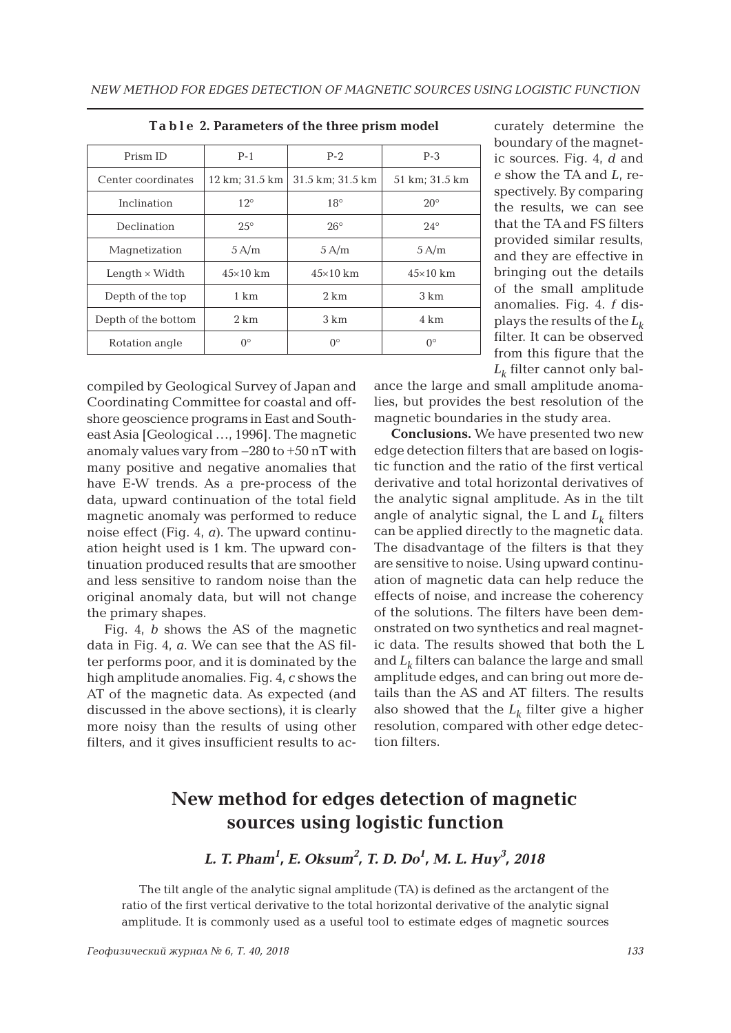**Table 2. Parameters of the three prism model**

| Prism ID | P-1 | P-2 | P-3 |
|---|---|---|---|
| Center coordinates | 12 km; 31.5 km | 31.5 km; 31.5 km | 51 km; 31.5 km |
| Inclination | 12° | 18° | 20° |
| Declination | 25° | 26° | 24° |
| Magnetization | 5 A/m | 5 A/m | 5 A/m |
| Length × Width | 45×10 km | 45×10 km | 45×10 km |
| Depth of the top | 1 km | 2 km | 3 km |
| Depth of the bottom | 2 km | 3 km | 4 km |
| Rotation angle | 0° | 0° | 0° |

compiled by Geological Survey of Japan and Coordinating Committee for coastal and offshore geoscience programs in East and Southeast Asia [Geological …, 1996]. The magnetic anomaly values vary from −280 to +50 nT with many positive and negative anomalies that have E-W trends. As a pre-process of the data, upward continuation of the total field magnetic anomaly was performed to reduce noise effect (Fig. 4, *a*). The upward continuation height used is 1 km. The upward continuation produced results that are smoother and less sensitive to random noise than the original anomaly data, but will not change the primary shapes.

Fig. 4, *b* shows the AS of the magnetic data in Fig. 4, *a*. We can see that the AS filter performs poor, and it is dominated by the high amplitude anomalies. Fig. 4, *c* shows the AT of the magnetic data. As expected (and discussed in the above sections), it is clearly more noisy than the results of using other filters, and it gives insufficient results to accurately determine the boundary of the magnetic sources. Fig. 4, *d* and *e* show the TA and *L*, respectively. By comparing the results, we can see that the TA and FS filters provided similar results, and they are effective in bringing out the details of the small amplitude anomalies. Fig. 4. *f* displays the results of the $L_k$ filter. It can be observed from this figure that the $L_k$ filter cannot only balance the large and small amplitude anomalies, but provides the best resolution of the magnetic boundaries in the study area.

**Conclusions.** We have presented two new edge detection filters that are based on logistic function and the ratio of the first vertical derivative and total horizontal derivatives of the analytic signal amplitude. As in the tilt angle of analytic signal, the L and $L_k$ filters can be applied directly to the magnetic data. The disadvantage of the filters is that they are sensitive to noise. Using upward continuation of magnetic data can help reduce the effects of noise, and increase the coherency of the solutions. The filters have been demonstrated on two synthetics and real magnetic data. The results showed that both the L and $L_k$ filters can balance the large and small amplitude edges, and can bring out more details than the AS and AT filters. The results also showed that the $L_k$ filter give a higher resolution, compared with other edge detection filters.

## New method for edges detection of magnetic sources using logistic function

***L. T. Pham[1], E. Oksum[2], T. D. Do[1], M. L. Huy[3], 2018***

The tilt angle of the analytic signal amplitude (TA) is defined as the arctangent of the ratio of the first vertical derivative to the total horizontal derivative of the analytic signal amplitude. It is commonly used as a useful tool to estimate edges of magnetic sources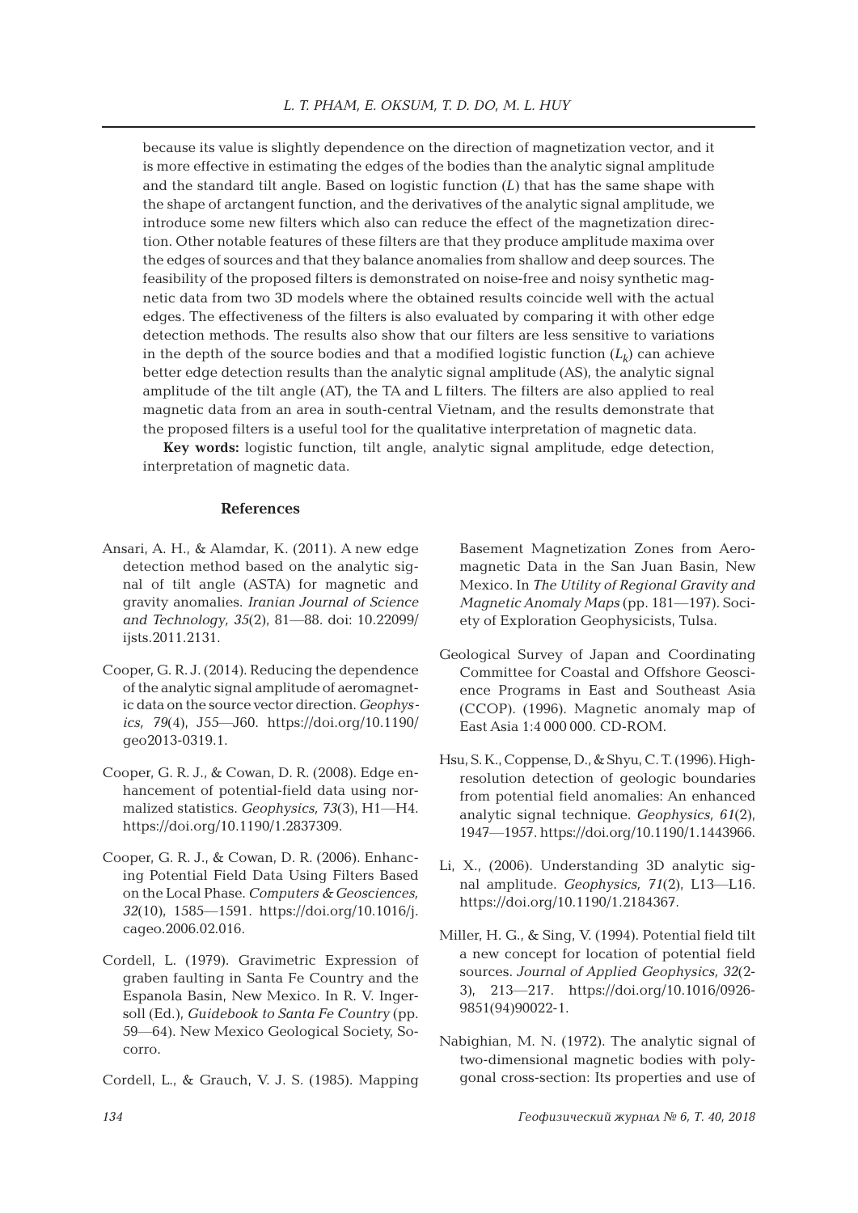because its value is slightly dependence on the direction of magnetization vector, and it is more effective in estimating the edges of the bodies than the analytic signal amplitude and the standard tilt angle. Based on logistic function ($L$) that has the same shape with the shape of arctangent function, and the derivatives of the analytic signal amplitude, we introduce some new filters which also can reduce the effect of the magnetization direction. Other notable features of these filters are that they produce amplitude maxima over the edges of sources and that they balance anomalies from shallow and deep sources. The feasibility of the proposed filters is demonstrated on noise-free and noisy synthetic magnetic data from two 3D models where the obtained results coincide well with the actual edges. The effectiveness of the filters is also evaluated by comparing it with other edge detection methods. The results also show that our filters are less sensitive to variations in the depth of the source bodies and that a modified logistic function ($L_k$) can achieve better edge detection results than the analytic signal amplitude (AS), the analytic signal amplitude of the tilt angle (AT), the TA and L filters. The filters are also applied to real magnetic data from an area in south-central Vietnam, and the results demonstrate that the proposed filters is a useful tool for the qualitative interpretation of magnetic data.

**Key words:** logistic function, tilt angle, analytic signal amplitude, edge detection, interpretation of magnetic data.

## References

Ansari, A. H., & Alamdar, K. (2011). A new edge detection method based on the analytic signal of tilt angle (ASTA) for magnetic and gravity anomalies. *Iranian Journal of Science and Technology, 35*(2), 81—88. doi: 10.22099/ijsts.2011.2131.

Cooper, G. R. J. (2014). Reducing the dependence of the analytic signal amplitude of aeromagnetic data on the source vector direction. *Geophysics, 79*(4), J55—J60. https://doi.org/10.1190/geo2013-0319.1.

Cooper, G. R. J., & Cowan, D. R. (2008). Edge enhancement of potential-field data using normalized statistics. *Geophysics, 73*(3), H1—H4. https://doi.org/10.1190/1.2837309.

Cooper, G. R. J., & Cowan, D. R. (2006). Enhancing Potential Field Data Using Filters Based on the Local Phase. *Computers & Geosciences, 32*(10), 1585—1591. https://doi.org/10.1016/j.cageo.2006.02.016.

Cordell, L. (1979). Gravimetric Expression of graben faulting in Santa Fe Country and the Espanola Basin, New Mexico. In R. V. Ingersoll (Ed.), *Guidebook to Santa Fe Country* (pp. 59—64). New Mexico Geological Society, Socorro.

Cordell, L., & Grauch, V. J. S. (1985). Mapping Basement Magnetization Zones from Aeromagnetic Data in the San Juan Basin, New Mexico. In *The Utility of Regional Gravity and Magnetic Anomaly Maps* (pp. 181—197). Society of Exploration Geophysicists, Tulsa.

Geological Survey of Japan and Coordinating Committee for Coastal and Offshore Geoscience Programs in East and Southeast Asia (CCOP). (1996). Magnetic anomaly map of East Asia 1:4 000 000. CD-ROM.

Hsu, S. K., Coppense, D., & Shyu, C. T. (1996). High-resolution detection of geologic boundaries from potential field anomalies: An enhanced analytic signal technique. *Geophysics, 61*(2), 1947—1957. https://doi.org/10.1190/1.1443966.

Li, X., (2006). Understanding 3D analytic signal amplitude. *Geophysics, 71*(2), L13—L16. https://doi.org/10.1190/1.2184367.

Miller, H. G., & Sing, V. (1994). Potential field tilt a new concept for location of potential field sources. *Journal of Applied Geophysics, 32*(2-3), 213—217. https://doi.org/10.1016/0926-9851(94)90022-1.

Nabighian, M. N. (1972). The analytic signal of two-dimensional magnetic bodies with polygonal cross-section: Its properties and use of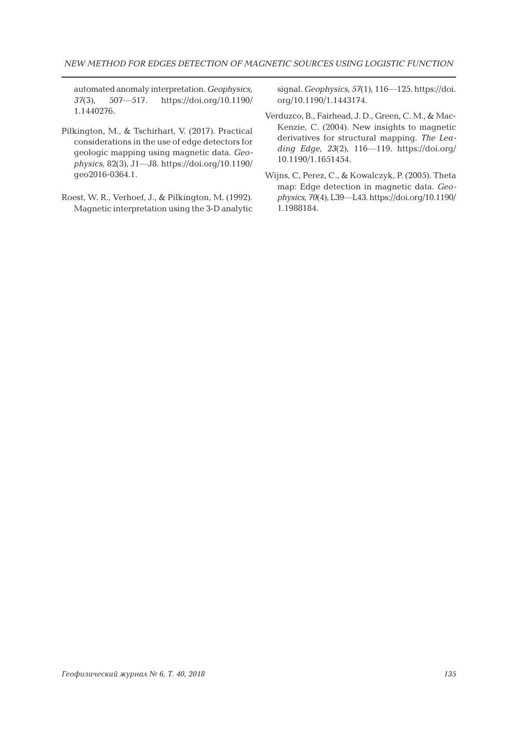automated anomaly interpretation. *Geophysics, 37*(3), 507—517. https://doi.org/10.1190/1.1440276.

Pilkington, M., & Tschirhart, V. (2017). Practical considerations in the use of edge detectors for geologic mapping using magnetic data. *Geophysics,* 82(3), J1—J8. https://doi.org/10.1190/geo2016-0364.1.

Roest, W. R., Verhoef, J., & Pilkington, M. (1992). Magnetic interpretation using the 3-D analytic signal. *Geophysics, 57*(1), 116—125. https://doi.org/10.1190/1.1443174.

Verduzco, B., Fairhead, J. D., Green, C. M., & MacKenzie, C. (2004). New insights to magnetic derivatives for structural mapping. *The Leading Edge, 23*(2), 116—119. https://doi.org/10.1190/1.1651454.

Wijns, C, Perez, C., & Kowalczyk, P. (2005). Theta map: Edge detection in magnetic data. *Geophysics, 70*(4), L39—L43. https://doi.org/10.1190/1.1988184.